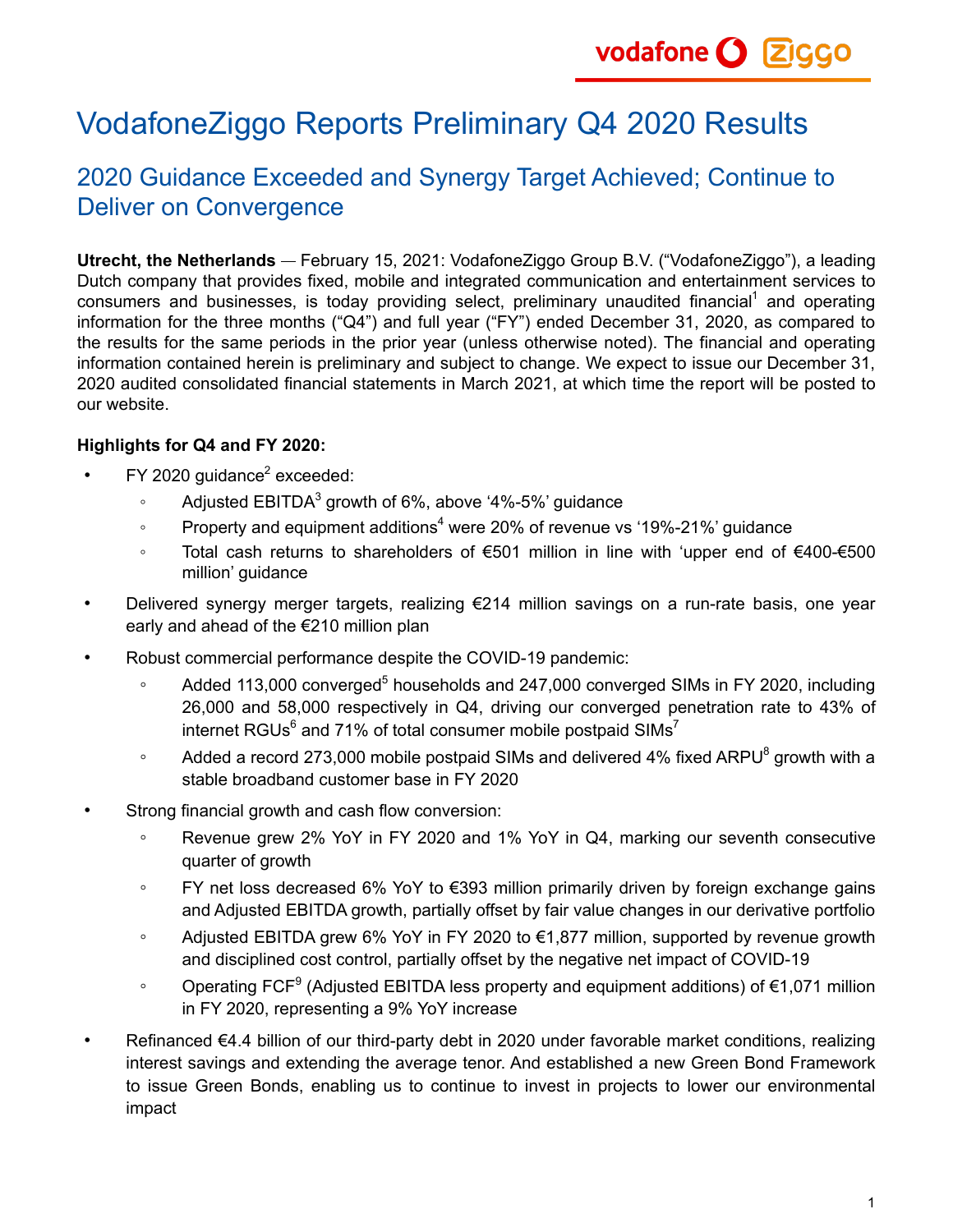# VodafoneZiggo Reports Preliminary Q4 2020 Results

## 2020 Guidance Exceeded and Synergy Target Achieved; Continue to Deliver on Convergence

**Utrecht, the Netherlands** — February 15, 2021: VodafoneZiggo Group B.V. ("VodafoneZiggo"), a leading Dutch company that provides fixed, mobile and integrated communication and entertainment services to consumers and businesses, is today providing select, preliminary unaudited financial[1] and operating information for the three months ("Q4") and full year ("FY") ended December 31, 2020, as compared to the results for the same periods in the prior year (unless otherwise noted). The financial and operating information contained herein is preliminary and subject to change. We expect to issue our December 31, 2020 audited consolidated financial statements in March 2021, at which time the report will be posted to our website.

**Highlights for Q4 and FY 2020:**

- FY 2020 guidance[2] exceeded:
  - Adjusted EBITDA[3] growth of 6%, above '4%-5%' guidance
  - Property and equipment additions[4] were 20% of revenue vs '19%-21%' guidance
  - Total cash returns to shareholders of €501 million in line with 'upper end of €400-€500 million' guidance
- Delivered synergy merger targets, realizing €214 million savings on a run-rate basis, one year early and ahead of the €210 million plan
- Robust commercial performance despite the COVID-19 pandemic:
  - Added 113,000 converged[5] households and 247,000 converged SIMs in FY 2020, including 26,000 and 58,000 respectively in Q4, driving our converged penetration rate to 43% of internet RGUs[6] and 71% of total consumer mobile postpaid SIMs[7]
  - Added a record 273,000 mobile postpaid SIMs and delivered 4% fixed ARPU[8] growth with a stable broadband customer base in FY 2020
- Strong financial growth and cash flow conversion:
  - Revenue grew 2% YoY in FY 2020 and 1% YoY in Q4, marking our seventh consecutive quarter of growth
  - FY net loss decreased 6% YoY to €393 million primarily driven by foreign exchange gains and Adjusted EBITDA growth, partially offset by fair value changes in our derivative portfolio
  - Adjusted EBITDA grew 6% YoY in FY 2020 to €1,877 million, supported by revenue growth and disciplined cost control, partially offset by the negative net impact of COVID-19
  - Operating FCF[9] (Adjusted EBITDA less property and equipment additions) of €1,071 million in FY 2020, representing a 9% YoY increase
- Refinanced €4.4 billion of our third-party debt in 2020 under favorable market conditions, realizing interest savings and extending the average tenor. And established a new Green Bond Framework to issue Green Bonds, enabling us to continue to invest in projects to lower our environmental impact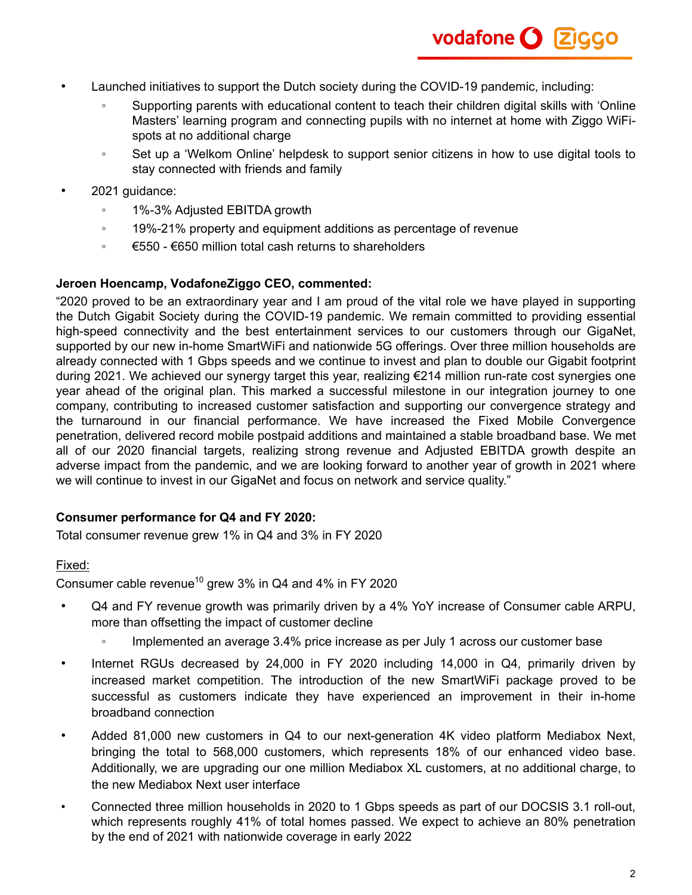- Launched initiatives to support the Dutch society during the COVID-19 pandemic, including:
  - Supporting parents with educational content to teach their children digital skills with 'Online Masters' learning program and connecting pupils with no internet at home with Ziggo WiFi-spots at no additional charge
  - Set up a 'Welkom Online' helpdesk to support senior citizens in how to use digital tools to stay connected with friends and family
- 2021 guidance:
  - 1%-3% Adjusted EBITDA growth
  - 19%-21% property and equipment additions as percentage of revenue
  - €550 - €650 million total cash returns to shareholders

**Jeroen Hoencamp, VodafoneZiggo CEO, commented:**

"2020 proved to be an extraordinary year and I am proud of the vital role we have played in supporting the Dutch Gigabit Society during the COVID-19 pandemic. We remain committed to providing essential high-speed connectivity and the best entertainment services to our customers through our GigaNet, supported by our new in-home SmartWiFi and nationwide 5G offerings. Over three million households are already connected with 1 Gbps speeds and we continue to invest and plan to double our Gigabit footprint during 2021. We achieved our synergy target this year, realizing €214 million run-rate cost synergies one year ahead of the original plan. This marked a successful milestone in our integration journey to one company, contributing to increased customer satisfaction and supporting our convergence strategy and the turnaround in our financial performance. We have increased the Fixed Mobile Convergence penetration, delivered record mobile postpaid additions and maintained a stable broadband base. We met all of our 2020 financial targets, realizing strong revenue and Adjusted EBITDA growth despite an adverse impact from the pandemic, and we are looking forward to another year of growth in 2021 where we will continue to invest in our GigaNet and focus on network and service quality."

**Consumer performance for Q4 and FY 2020:**

Total consumer revenue grew 1% in Q4 and 3% in FY 2020

Fixed:

Consumer cable revenue[10] grew 3% in Q4 and 4% in FY 2020

- Q4 and FY revenue growth was primarily driven by a 4% YoY increase of Consumer cable ARPU, more than offsetting the impact of customer decline
  - Implemented an average 3.4% price increase as per July 1 across our customer base
- Internet RGUs decreased by 24,000 in FY 2020 including 14,000 in Q4, primarily driven by increased market competition. The introduction of the new SmartWiFi package proved to be successful as customers indicate they have experienced an improvement in their in-home broadband connection
- Added 81,000 new customers in Q4 to our next-generation 4K video platform Mediabox Next, bringing the total to 568,000 customers, which represents 18% of our enhanced video base. Additionally, we are upgrading our one million Mediabox XL customers, at no additional charge, to the new Mediabox Next user interface
- Connected three million households in 2020 to 1 Gbps speeds as part of our DOCSIS 3.1 roll-out, which represents roughly 41% of total homes passed. We expect to achieve an 80% penetration by the end of 2021 with nationwide coverage in early 2022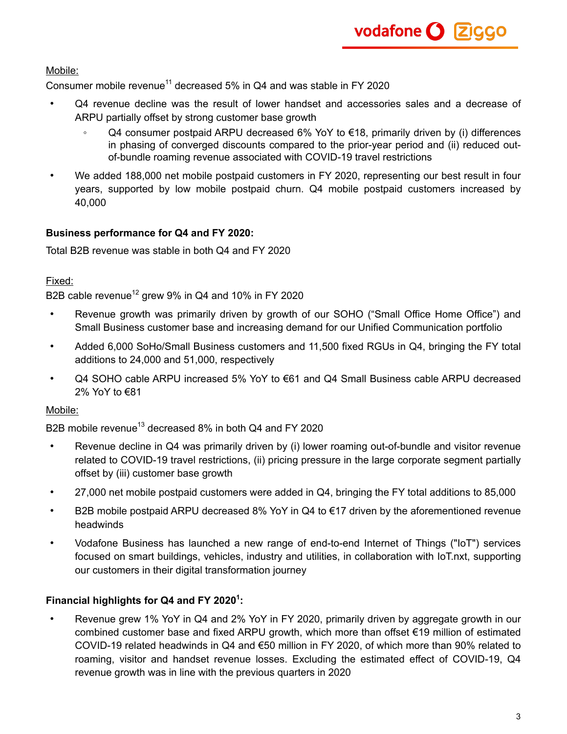<u>Mobile:</u>

Consumer mobile revenue[11] decreased 5% in Q4 and was stable in FY 2020

- Q4 revenue decline was the result of lower handset and accessories sales and a decrease of ARPU partially offset by strong customer base growth
  - Q4 consumer postpaid ARPU decreased 6% YoY to €18, primarily driven by (i) differences in phasing of converged discounts compared to the prior-year period and (ii) reduced out-of-bundle roaming revenue associated with COVID-19 travel restrictions
- We added 188,000 net mobile postpaid customers in FY 2020, representing our best result in four years, supported by low mobile postpaid churn. Q4 mobile postpaid customers increased by 40,000

**Business performance for Q4 and FY 2020:**

Total B2B revenue was stable in both Q4 and FY 2020

<u>Fixed:</u>

B2B cable revenue[12] grew 9% in Q4 and 10% in FY 2020

- Revenue growth was primarily driven by growth of our SOHO ("Small Office Home Office") and Small Business customer base and increasing demand for our Unified Communication portfolio
- Added 6,000 SoHo/Small Business customers and 11,500 fixed RGUs in Q4, bringing the FY total additions to 24,000 and 51,000, respectively
- Q4 SOHO cable ARPU increased 5% YoY to €61 and Q4 Small Business cable ARPU decreased 2% YoY to €81

<u>Mobile:</u>

B2B mobile revenue[13] decreased 8% in both Q4 and FY 2020

- Revenue decline in Q4 was primarily driven by (i) lower roaming out-of-bundle and visitor revenue related to COVID-19 travel restrictions, (ii) pricing pressure in the large corporate segment partially offset by (iii) customer base growth
- 27,000 net mobile postpaid customers were added in Q4, bringing the FY total additions to 85,000
- B2B mobile postpaid ARPU decreased 8% YoY in Q4 to €17 driven by the aforementioned revenue headwinds
- Vodafone Business has launched a new range of end-to-end Internet of Things ("IoT") services focused on smart buildings, vehicles, industry and utilities, in collaboration with IoT.nxt, supporting our customers in their digital transformation journey

**Financial highlights for Q4 and FY 2020[1]:**

- Revenue grew 1% YoY in Q4 and 2% YoY in FY 2020, primarily driven by aggregate growth in our combined customer base and fixed ARPU growth, which more than offset €19 million of estimated COVID-19 related headwinds in Q4 and €50 million in FY 2020, of which more than 90% related to roaming, visitor and handset revenue losses. Excluding the estimated effect of COVID-19, Q4 revenue growth was in line with the previous quarters in 2020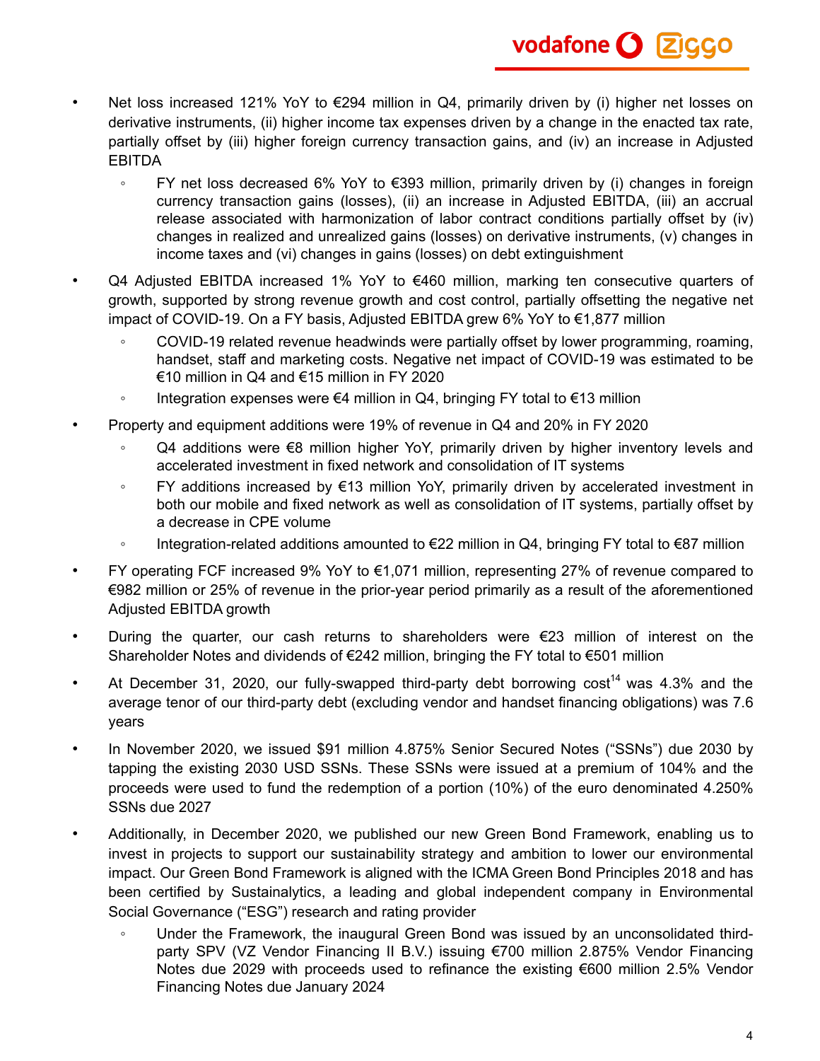- Net loss increased 121% YoY to €294 million in Q4, primarily driven by (i) higher net losses on derivative instruments, (ii) higher income tax expenses driven by a change in the enacted tax rate, partially offset by (iii) higher foreign currency transaction gains, and (iv) an increase in Adjusted EBITDA
    - FY net loss decreased 6% YoY to €393 million, primarily driven by (i) changes in foreign currency transaction gains (losses), (ii) an increase in Adjusted EBITDA, (iii) an accrual release associated with harmonization of labor contract conditions partially offset by (iv) changes in realized and unrealized gains (losses) on derivative instruments, (v) changes in income taxes and (vi) changes in gains (losses) on debt extinguishment
- Q4 Adjusted EBITDA increased 1% YoY to €460 million, marking ten consecutive quarters of growth, supported by strong revenue growth and cost control, partially offsetting the negative net impact of COVID-19. On a FY basis, Adjusted EBITDA grew 6% YoY to €1,877 million
    - COVID-19 related revenue headwinds were partially offset by lower programming, roaming, handset, staff and marketing costs. Negative net impact of COVID-19 was estimated to be €10 million in Q4 and €15 million in FY 2020
    - Integration expenses were €4 million in Q4, bringing FY total to €13 million
- Property and equipment additions were 19% of revenue in Q4 and 20% in FY 2020
    - Q4 additions were €8 million higher YoY, primarily driven by higher inventory levels and accelerated investment in fixed network and consolidation of IT systems
    - FY additions increased by €13 million YoY, primarily driven by accelerated investment in both our mobile and fixed network as well as consolidation of IT systems, partially offset by a decrease in CPE volume
    - Integration-related additions amounted to €22 million in Q4, bringing FY total to €87 million
- FY operating FCF increased 9% YoY to €1,071 million, representing 27% of revenue compared to €982 million or 25% of revenue in the prior-year period primarily as a result of the aforementioned Adjusted EBITDA growth
- During the quarter, our cash returns to shareholders were €23 million of interest on the Shareholder Notes and dividends of €242 million, bringing the FY total to €501 million
- At December 31, 2020, our fully-swapped third-party debt borrowing cost[14] was 4.3% and the average tenor of our third-party debt (excluding vendor and handset financing obligations) was 7.6 years
- In November 2020, we issued $91 million 4.875% Senior Secured Notes ("SSNs") due 2030 by tapping the existing 2030 USD SSNs. These SSNs were issued at a premium of 104% and the proceeds were used to fund the redemption of a portion (10%) of the euro denominated 4.250% SSNs due 2027
- Additionally, in December 2020, we published our new Green Bond Framework, enabling us to invest in projects to support our sustainability strategy and ambition to lower our environmental impact. Our Green Bond Framework is aligned with the ICMA Green Bond Principles 2018 and has been certified by Sustainalytics, a leading and global independent company in Environmental Social Governance ("ESG") research and rating provider
    - Under the Framework, the inaugural Green Bond was issued by an unconsolidated third-party SPV (VZ Vendor Financing II B.V.) issuing €700 million 2.875% Vendor Financing Notes due 2029 with proceeds used to refinance the existing €600 million 2.5% Vendor Financing Notes due January 2024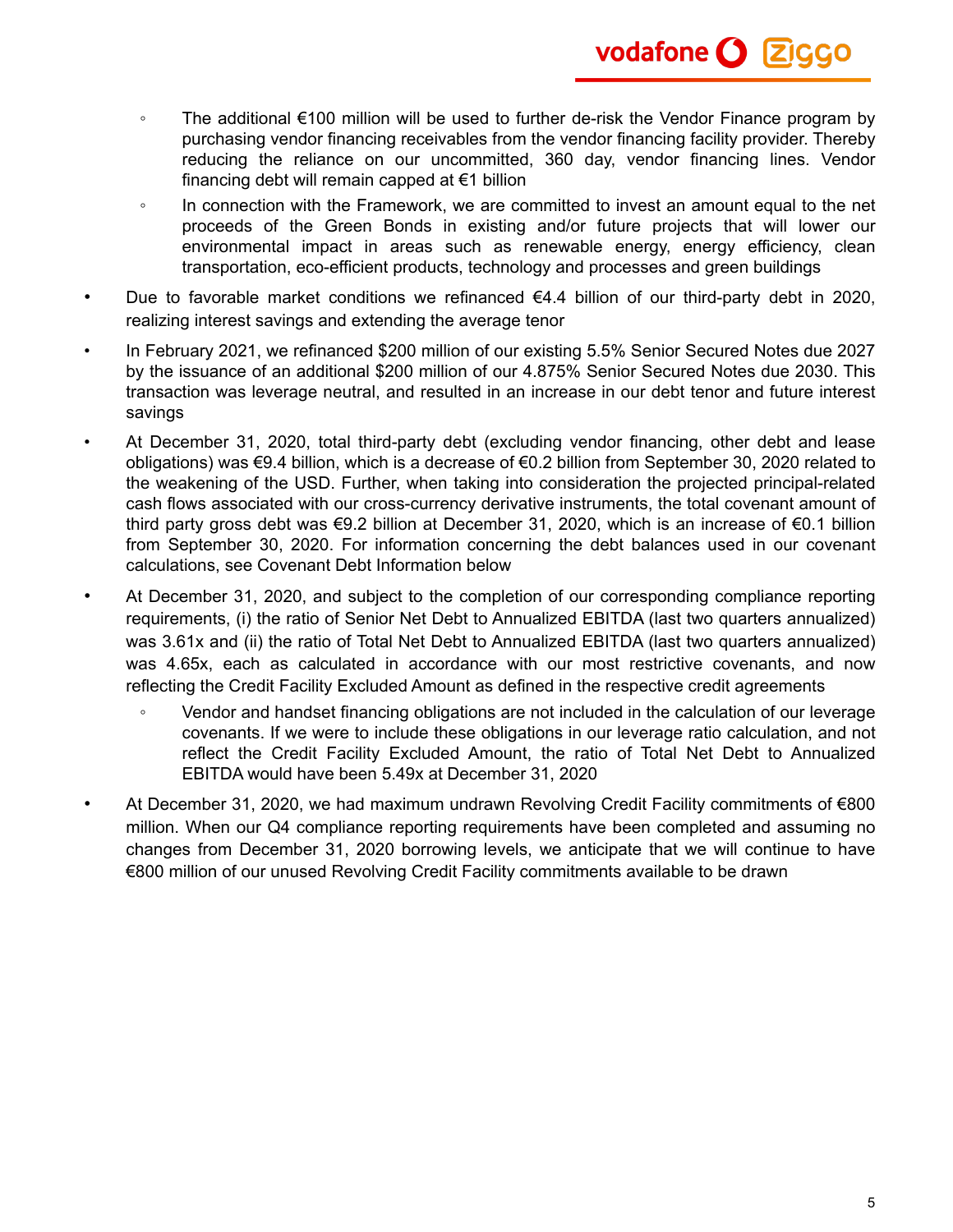- The additional €100 million will be used to further de-risk the Vendor Finance program by purchasing vendor financing receivables from the vendor financing facility provider. Thereby reducing the reliance on our uncommitted, 360 day, vendor financing lines. Vendor financing debt will remain capped at €1 billion
  - In connection with the Framework, we are committed to invest an amount equal to the net proceeds of the Green Bonds in existing and/or future projects that will lower our environmental impact in areas such as renewable energy, energy efficiency, clean transportation, eco-efficient products, technology and processes and green buildings

- Due to favorable market conditions we refinanced €4.4 billion of our third-party debt in 2020, realizing interest savings and extending the average tenor
- In February 2021, we refinanced $200 million of our existing 5.5% Senior Secured Notes due 2027 by the issuance of an additional $200 million of our 4.875% Senior Secured Notes due 2030. This transaction was leverage neutral, and resulted in an increase in our debt tenor and future interest savings
- At December 31, 2020, total third-party debt (excluding vendor financing, other debt and lease obligations) was €9.4 billion, which is a decrease of €0.2 billion from September 30, 2020 related to the weakening of the USD. Further, when taking into consideration the projected principal-related cash flows associated with our cross-currency derivative instruments, the total covenant amount of third party gross debt was €9.2 billion at December 31, 2020, which is an increase of €0.1 billion from September 30, 2020. For information concerning the debt balances used in our covenant calculations, see Covenant Debt Information below
- At December 31, 2020, and subject to the completion of our corresponding compliance reporting requirements, (i) the ratio of Senior Net Debt to Annualized EBITDA (last two quarters annualized) was 3.61x and (ii) the ratio of Total Net Debt to Annualized EBITDA (last two quarters annualized) was 4.65x, each as calculated in accordance with our most restrictive covenants, and now reflecting the Credit Facility Excluded Amount as defined in the respective credit agreements
  - Vendor and handset financing obligations are not included in the calculation of our leverage covenants. If we were to include these obligations in our leverage ratio calculation, and not reflect the Credit Facility Excluded Amount, the ratio of Total Net Debt to Annualized EBITDA would have been 5.49x at December 31, 2020
- At December 31, 2020, we had maximum undrawn Revolving Credit Facility commitments of €800 million. When our Q4 compliance reporting requirements have been completed and assuming no changes from December 31, 2020 borrowing levels, we anticipate that we will continue to have €800 million of our unused Revolving Credit Facility commitments available to be drawn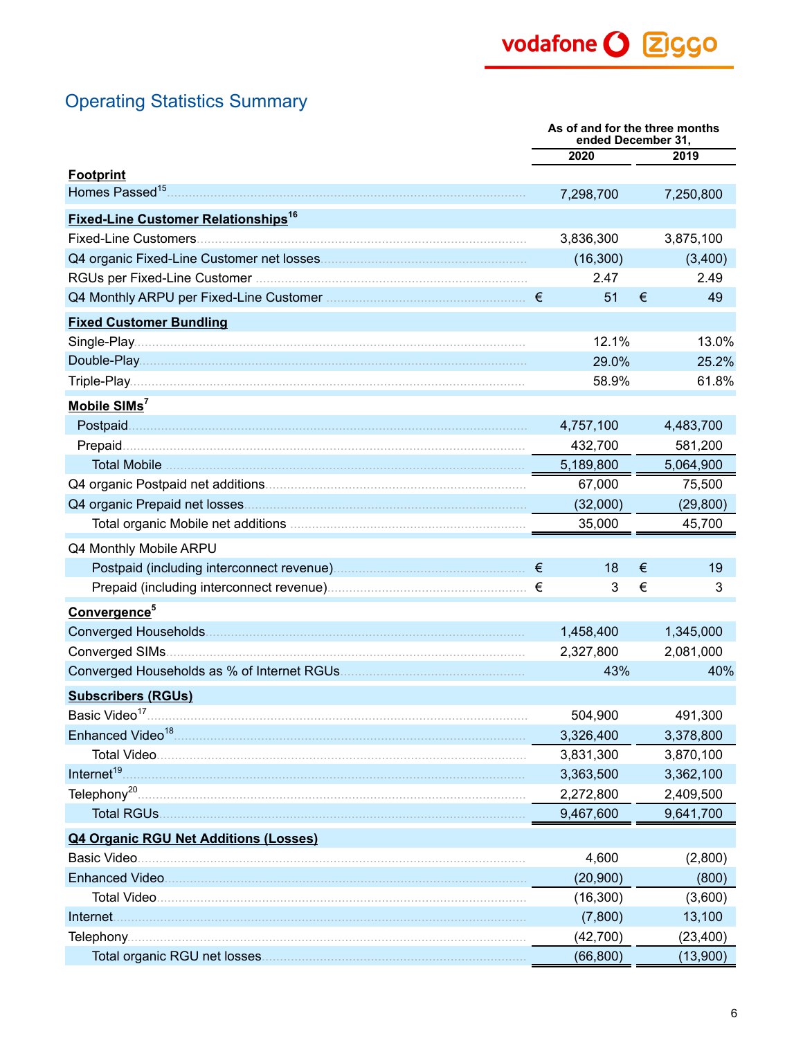# Operating Statistics Summary

| | As of and for the three months ended December 31, | |
|---|---|---|
| | 2020 | 2019 |
| **Footprint** | | |
| Homes Passed[15] | 7,298,700 | 7,250,800 |
| **Fixed-Line Customer Relationships[16]** | | |
| Fixed-Line Customers | 3,836,300 | 3,875,100 |
| Q4 organic Fixed-Line Customer net losses | (16,300) | (3,400) |
| RGUs per Fixed-Line Customer | 2.47 | 2.49 |
| Q4 Monthly ARPU per Fixed-Line Customer | € 51 | € 49 |
| **Fixed Customer Bundling** | | |
| Single-Play | 12.1% | 13.0% |
| Double-Play | 29.0% | 25.2% |
| Triple-Play | 58.9% | 61.8% |
| **Mobile SIMs[7]** | | |
| Postpaid | 4,757,100 | 4,483,700 |
| Prepaid | 432,700 | 581,200 |
| Total Mobile | 5,189,800 | 5,064,900 |
| Q4 organic Postpaid net additions | 67,000 | 75,500 |
| Q4 organic Prepaid net losses | (32,000) | (29,800) |
| Total organic Mobile net additions | 35,000 | 45,700 |
| Q4 Monthly Mobile ARPU | | |
| Postpaid (including interconnect revenue) | € 18 | € 19 |
| Prepaid (including interconnect revenue) | € 3 | € 3 |
| **Convergence[5]** | | |
| Converged Households | 1,458,400 | 1,345,000 |
| Converged SIMs | 2,327,800 | 2,081,000 |
| Converged Households as % of Internet RGUs | 43% | 40% |
| **Subscribers (RGUs)** | | |
| Basic Video[17] | 504,900 | 491,300 |
| Enhanced Video[18] | 3,326,400 | 3,378,800 |
| Total Video | 3,831,300 | 3,870,100 |
| Internet[19] | 3,363,500 | 3,362,100 |
| Telephony[20] | 2,272,800 | 2,409,500 |
| Total RGUs | 9,467,600 | 9,641,700 |
| **Q4 Organic RGU Net Additions (Losses)** | | |
| Basic Video | 4,600 | (2,800) |
| Enhanced Video | (20,900) | (800) |
| Total Video | (16,300) | (3,600) |
| Internet | (7,800) | 13,100 |
| Telephony | (42,700) | (23,400) |
| Total organic RGU net losses | (66,800) | (13,900) |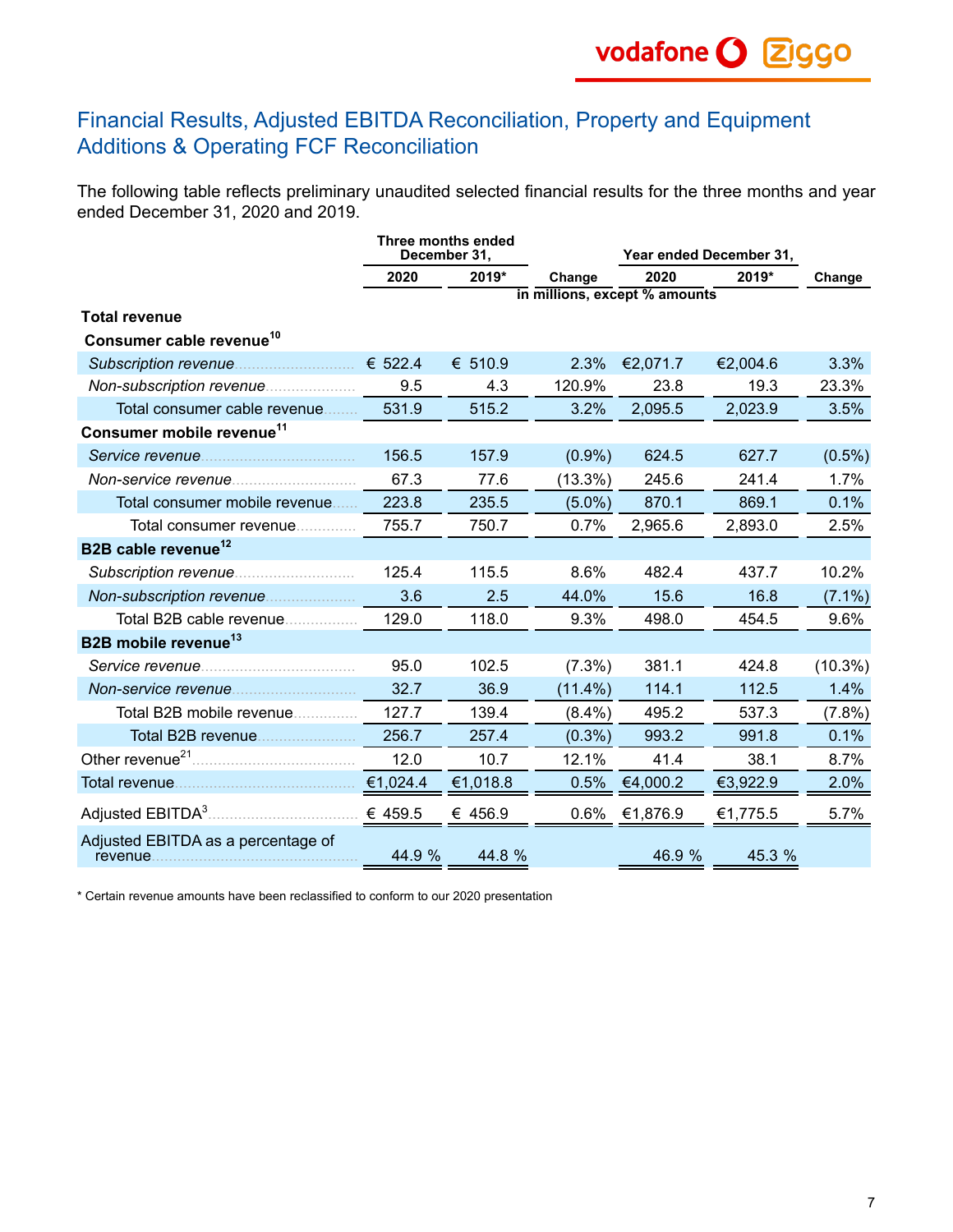## Financial Results, Adjusted EBITDA Reconciliation, Property and Equipment Additions & Operating FCF Reconciliation

The following table reflects preliminary unaudited selected financial results for the three months and year ended December 31, 2020 and 2019.

| | Three months ended December 31, | | | Year ended December 31, | | |
|---|---|---|---|---|---|---|
| | 2020 | 2019* | Change | 2020 | 2019* | Change |
| | in millions, except % amounts | | | | | |
| **Total revenue** | | | | | | |
| **Consumer cable revenue**[10] | | | | | | |
| *Subscription revenue* | € 522.4 | € 510.9 | 2.3% | €2,071.7 | €2,004.6 | 3.3% |
| *Non-subscription revenue* | 9.5 | 4.3 | 120.9% | 23.8 | 19.3 | 23.3% |
| Total consumer cable revenue | 531.9 | 515.2 | 3.2% | 2,095.5 | 2,023.9 | 3.5% |
| **Consumer mobile revenue**[11] | | | | | | |
| *Service revenue* | 156.5 | 157.9 | (0.9%) | 624.5 | 627.7 | (0.5%) |
| *Non-service revenue* | 67.3 | 77.6 | (13.3%) | 245.6 | 241.4 | 1.7% |
| Total consumer mobile revenue | 223.8 | 235.5 | (5.0%) | 870.1 | 869.1 | 0.1% |
| Total consumer revenue | 755.7 | 750.7 | 0.7% | 2,965.6 | 2,893.0 | 2.5% |
| **B2B cable revenue**[12] | | | | | | |
| *Subscription revenue* | 125.4 | 115.5 | 8.6% | 482.4 | 437.7 | 10.2% |
| *Non-subscription revenue* | 3.6 | 2.5 | 44.0% | 15.6 | 16.8 | (7.1%) |
| Total B2B cable revenue | 129.0 | 118.0 | 9.3% | 498.0 | 454.5 | 9.6% |
| **B2B mobile revenue**[13] | | | | | | |
| *Service revenue* | 95.0 | 102.5 | (7.3%) | 381.1 | 424.8 | (10.3%) |
| *Non-service revenue* | 32.7 | 36.9 | (11.4%) | 114.1 | 112.5 | 1.4% |
| Total B2B mobile revenue | 127.7 | 139.4 | (8.4%) | 495.2 | 537.3 | (7.8%) |
| Total B2B revenue | 256.7 | 257.4 | (0.3%) | 993.2 | 991.8 | 0.1% |
| Other revenue[21] | 12.0 | 10.7 | 12.1% | 41.4 | 38.1 | 8.7% |
| Total revenue | €1,024.4 | €1,018.8 | 0.5% | €4,000.2 | €3,922.9 | 2.0% |
| Adjusted EBITDA[3] | € 459.5 | € 456.9 | 0.6% | €1,876.9 | €1,775.5 | 5.7% |
| Adjusted EBITDA as a percentage of revenue | 44.9 % | 44.8 % | | 46.9 % | 45.3 % | |

\* Certain revenue amounts have been reclassified to conform to our 2020 presentation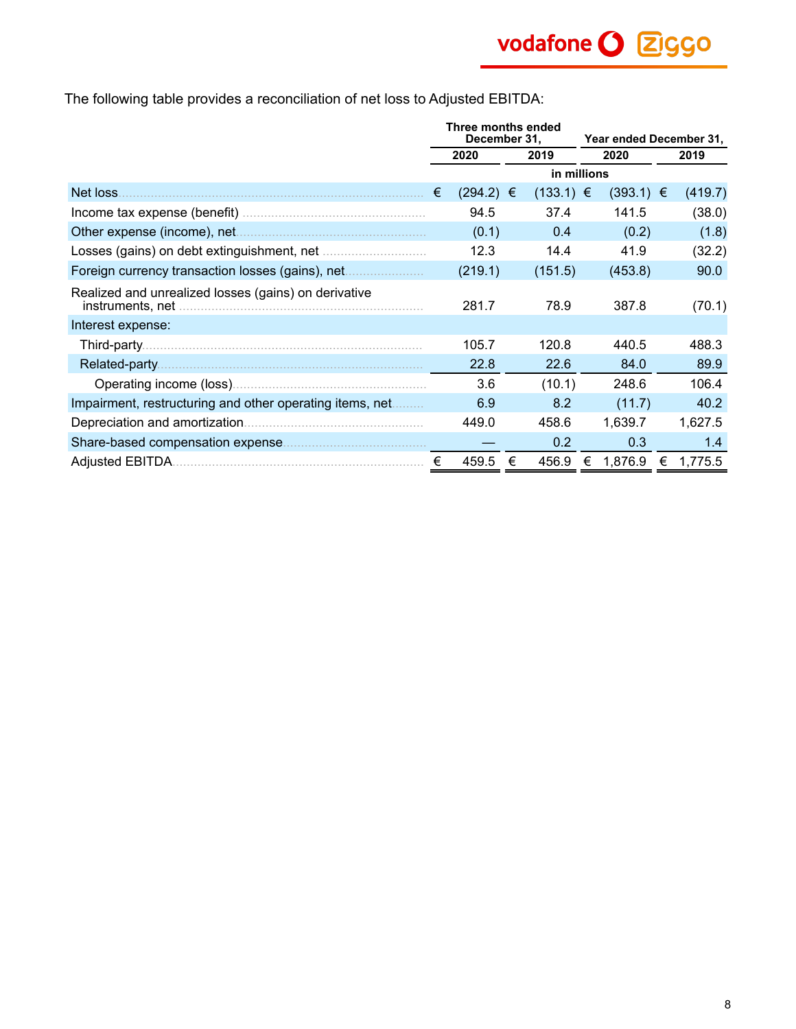The following table provides a reconciliation of net loss to Adjusted EBITDA:

| | Three months ended December 31, | | Year ended December 31, | |
|---|---|---|---|---|
| | 2020 | 2019 | 2020 | 2019 |
| | in millions | | | |
| Net loss | € (294.2) | € (133.1) | € (393.1) | € (419.7) |
| Income tax expense (benefit) | 94.5 | 37.4 | 141.5 | (38.0) |
| Other expense (income), net | (0.1) | 0.4 | (0.2) | (1.8) |
| Losses (gains) on debt extinguishment, net | 12.3 | 14.4 | 41.9 | (32.2) |
| Foreign currency transaction losses (gains), net | (219.1) | (151.5) | (453.8) | 90.0 |
| Realized and unrealized losses (gains) on derivative instruments, net | 281.7 | 78.9 | 387.8 | (70.1) |
| Interest expense: | | | | |
| Third-party | 105.7 | 120.8 | 440.5 | 488.3 |
| Related-party | 22.8 | 22.6 | 84.0 | 89.9 |
| Operating income (loss) | 3.6 | (10.1) | 248.6 | 106.4 |
| Impairment, restructuring and other operating items, net | 6.9 | 8.2 | (11.7) | 40.2 |
| Depreciation and amortization | 449.0 | 458.6 | 1,639.7 | 1,627.5 |
| Share-based compensation expense | — | 0.2 | 0.3 | 1.4 |
| Adjusted EBITDA | € 459.5 | € 456.9 | € 1,876.9 | € 1,775.5 |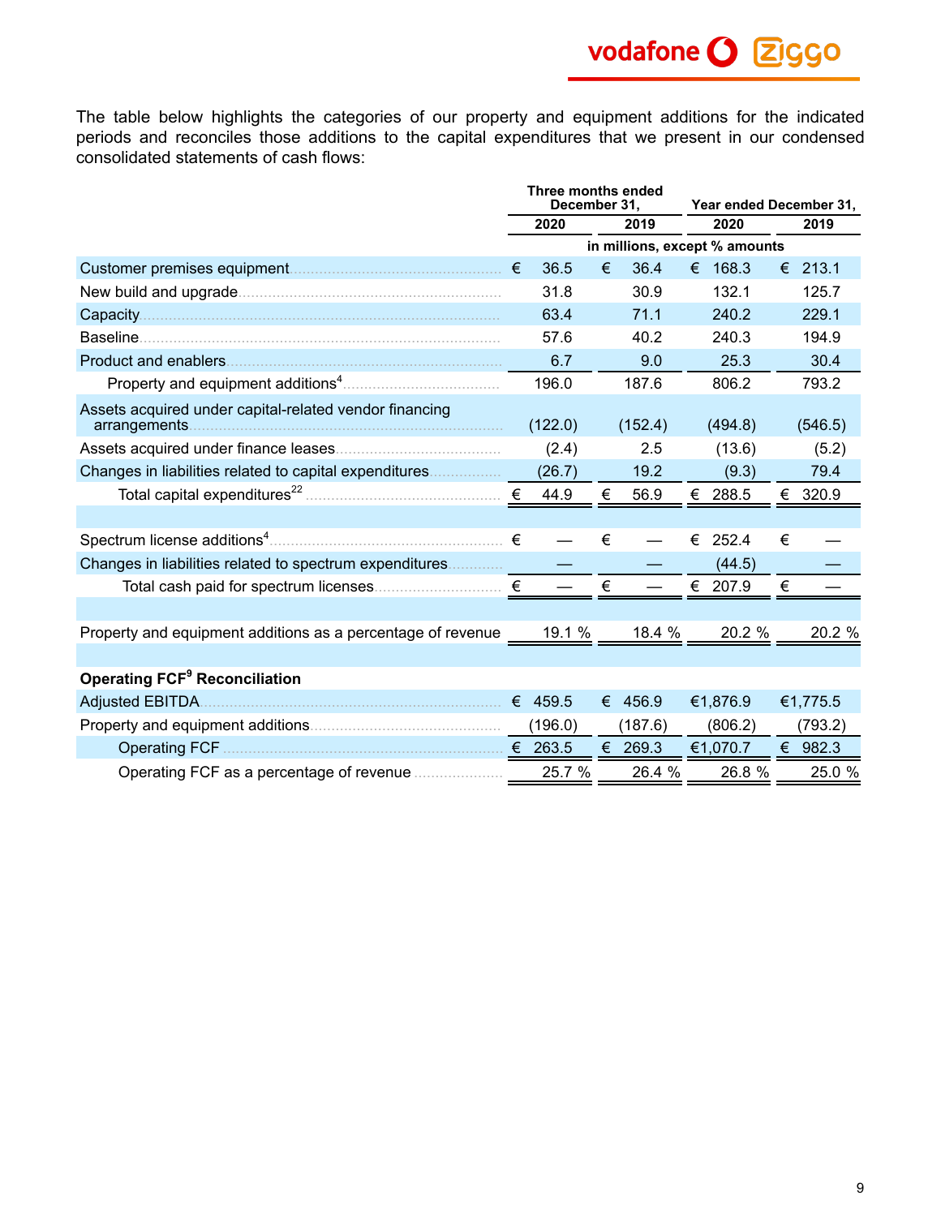The table below highlights the categories of our property and equipment additions for the indicated periods and reconciles those additions to the capital expenditures that we present in our condensed consolidated statements of cash flows:

| | Three months ended December 31, | | Year ended December 31, | |
|---|---|---|---|---|
| | 2020 | 2019 | 2020 | 2019 |
| | in millions, except % amounts | | | |
| Customer premises equipment | € 36.5 | € 36.4 | € 168.3 | € 213.1 |
| New build and upgrade | 31.8 | 30.9 | 132.1 | 125.7 |
| Capacity | 63.4 | 71.1 | 240.2 | 229.1 |
| Baseline | 57.6 | 40.2 | 240.3 | 194.9 |
| Product and enablers | 6.7 | 9.0 | 25.3 | 30.4 |
| Property and equipment additions[4] | 196.0 | 187.6 | 806.2 | 793.2 |
| Assets acquired under capital-related vendor financing arrangements | (122.0) | (152.4) | (494.8) | (546.5) |
| Assets acquired under finance leases | (2.4) | 2.5 | (13.6) | (5.2) |
| Changes in liabilities related to capital expenditures | (26.7) | 19.2 | (9.3) | 79.4 |
| Total capital expenditures[22] | € 44.9 | € 56.9 | € 288.5 | € 320.9 |
| | | | | |
| Spectrum license additions[4] | € — | € — | € 252.4 | € — |
| Changes in liabilities related to spectrum expenditures | — | — | (44.5) | — |
| Total cash paid for spectrum licenses | € — | € — | € 207.9 | € — |
| | | | | |
| Property and equipment additions as a percentage of revenue | 19.1 % | 18.4 % | 20.2 % | 20.2 % |
| | | | | |
| **Operating FCF[9] Reconciliation** | | | | |
| Adjusted EBITDA | € 459.5 | € 456.9 | €1,876.9 | €1,775.5 |
| Property and equipment additions | (196.0) | (187.6) | (806.2) | (793.2) |
| Operating FCF | € 263.5 | € 269.3 | €1,070.7 | € 982.3 |
| Operating FCF as a percentage of revenue | 25.7 % | 26.4 % | 26.8 % | 25.0 % |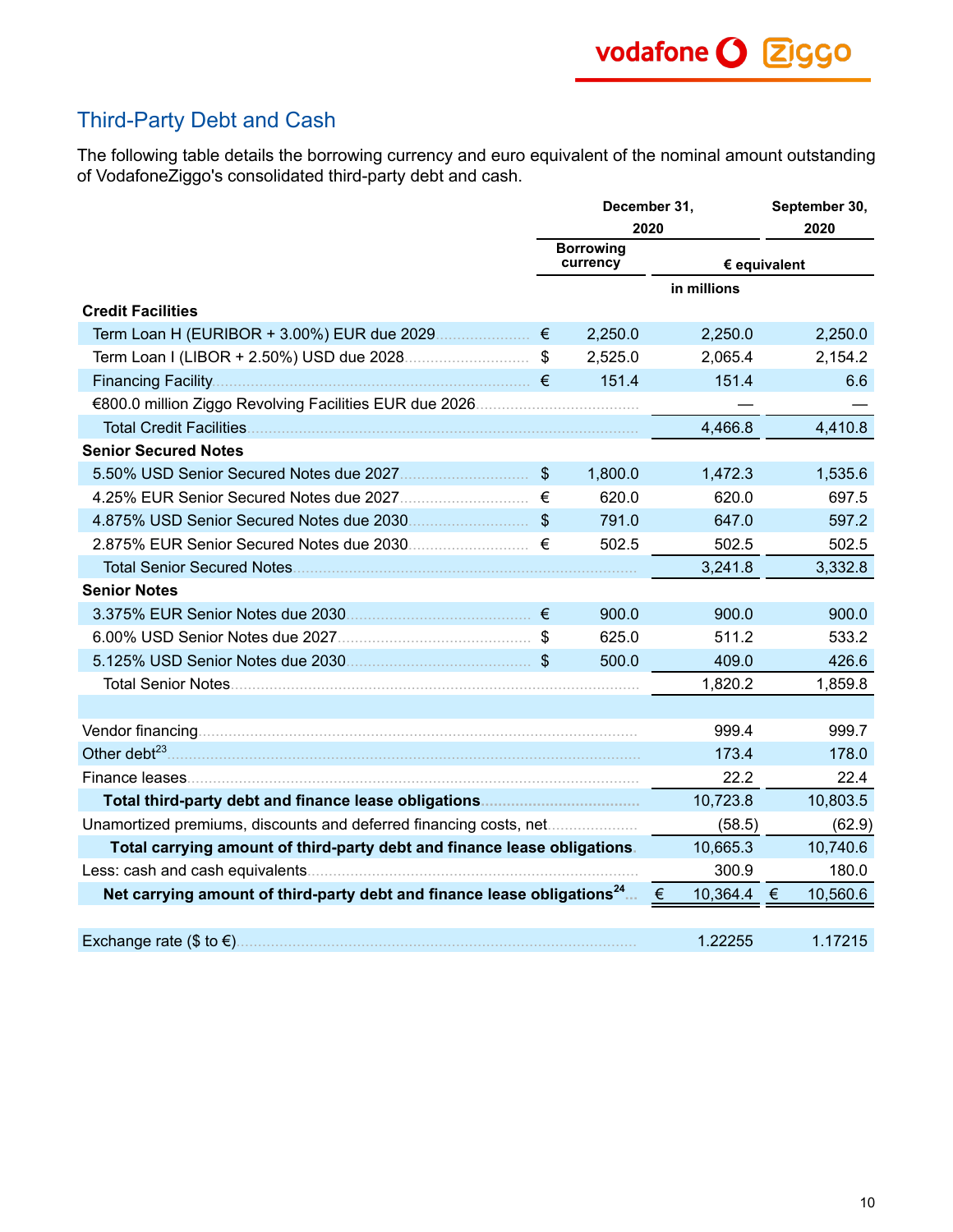## Third-Party Debt and Cash

The following table details the borrowing currency and euro equivalent of the nominal amount outstanding of VodafoneZiggo's consolidated third-party debt and cash.

| | December 31, 2020 | | | September 30, 2020 |
|---|---|---|---|---|
| | Borrowing currency | | € equivalent | |
| | | | in millions | |
| **Credit Facilities** | | | | |
| Term Loan H (EURIBOR + 3.00%) EUR due 2029 | € | 2,250.0 | 2,250.0 | 2,250.0 |
| Term Loan I (LIBOR + 2.50%) USD due 2028 | $ | 2,525.0 | 2,065.4 | 2,154.2 |
| Financing Facility | € | 151.4 | 151.4 | 6.6 |
| €800.0 million Ziggo Revolving Facilities EUR due 2026 | | | — | — |
| Total Credit Facilities | | | 4,466.8 | 4,410.8 |
| **Senior Secured Notes** | | | | |
| 5.50% USD Senior Secured Notes due 2027 | $ | 1,800.0 | 1,472.3 | 1,535.6 |
| 4.25% EUR Senior Secured Notes due 2027 | € | 620.0 | 620.0 | 697.5 |
| 4.875% USD Senior Secured Notes due 2030 | $ | 791.0 | 647.0 | 597.2 |
| 2.875% EUR Senior Secured Notes due 2030 | € | 502.5 | 502.5 | 502.5 |
| Total Senior Secured Notes | | | 3,241.8 | 3,332.8 |
| **Senior Notes** | | | | |
| 3.375% EUR Senior Notes due 2030 | € | 900.0 | 900.0 | 900.0 |
| 6.00% USD Senior Notes due 2027 | $ | 625.0 | 511.2 | 533.2 |
| 5.125% USD Senior Notes due 2030 | $ | 500.0 | 409.0 | 426.6 |
| Total Senior Notes | | | 1,820.2 | 1,859.8 |
| | | | | |
| Vendor financing | | | 999.4 | 999.7 |
| Other debt[23] | | | 173.4 | 178.0 |
| Finance leases | | | 22.2 | 22.4 |
| **Total third-party debt and finance lease obligations** | | | 10,723.8 | 10,803.5 |
| Unamortized premiums, discounts and deferred financing costs, net | | | (58.5) | (62.9) |
| **Total carrying amount of third-party debt and finance lease obligations** | | | 10,665.3 | 10,740.6 |
| Less: cash and cash equivalents | | | 300.9 | 180.0 |
| **Net carrying amount of third-party debt and finance lease obligations[24]** | | | € 10,364.4 | € 10,560.6 |
| | | | | |
| Exchange rate ($ to €) | | | 1.22255 | 1.17215 |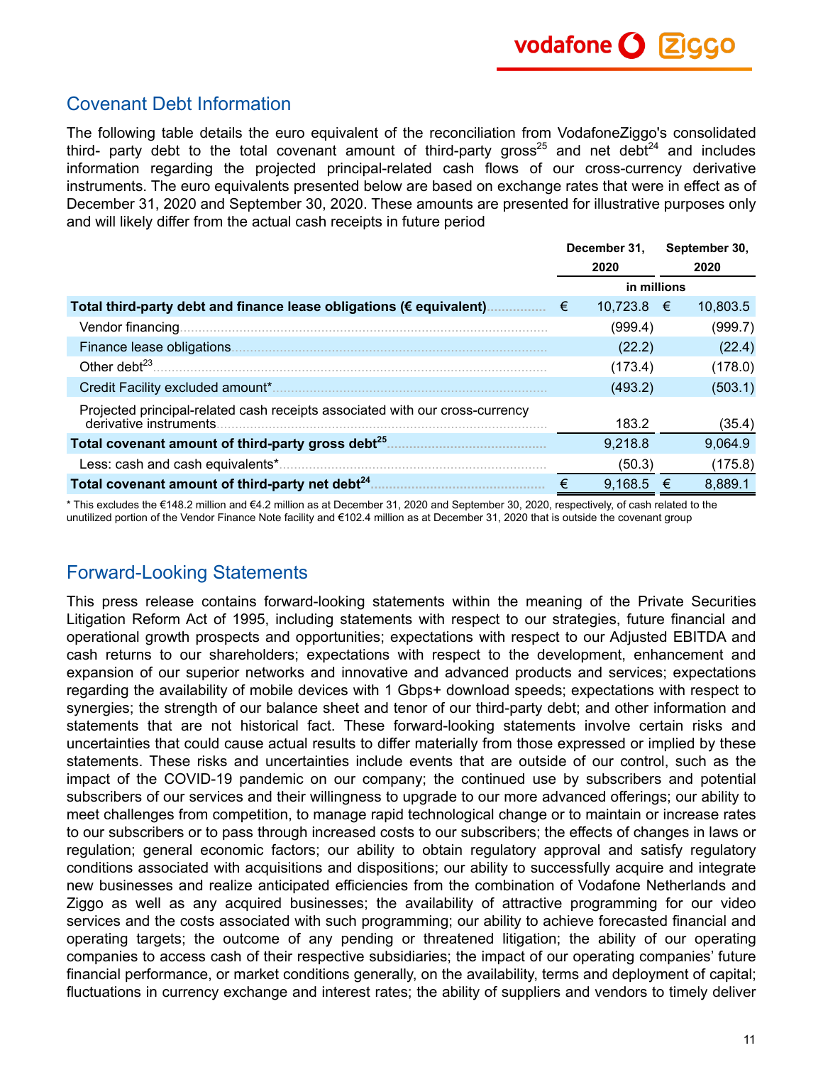## Covenant Debt Information

The following table details the euro equivalent of the reconciliation from VodafoneZiggo's consolidated third- party debt to the total covenant amount of third-party gross[25] and net debt[24] and includes information regarding the projected principal-related cash flows of our cross-currency derivative instruments. The euro equivalents presented below are based on exchange rates that were in effect as of December 31, 2020 and September 30, 2020. These amounts are presented for illustrative purposes only and will likely differ from the actual cash receipts in future period

| | December 31, 2020 | September 30, 2020 |
|---|---|---|
| | in millions | |
| **Total third-party debt and finance lease obligations (€ equivalent)** | € 10,723.8 | € 10,803.5 |
| Vendor financing | (999.4) | (999.7) |
| Finance lease obligations | (22.2) | (22.4) |
| Other debt[23] | (173.4) | (178.0) |
| Credit Facility excluded amount* | (493.2) | (503.1) |
| Projected principal-related cash receipts associated with our cross-currency derivative instruments | 183.2 | (35.4) |
| **Total covenant amount of third-party gross debt[25]** | 9,218.8 | 9,064.9 |
| Less: cash and cash equivalents* | (50.3) | (175.8) |
| **Total covenant amount of third-party net debt[24]** | € 9,168.5 | € 8,889.1 |

* This excludes the €148.2 million and €4.2 million as at December 31, 2020 and September 30, 2020, respectively, of cash related to the unutilized portion of the Vendor Finance Note facility and €102.4 million as at December 31, 2020 that is outside the covenant group

## Forward-Looking Statements

This press release contains forward-looking statements within the meaning of the Private Securities Litigation Reform Act of 1995, including statements with respect to our strategies, future financial and operational growth prospects and opportunities; expectations with respect to our Adjusted EBITDA and cash returns to our shareholders; expectations with respect to the development, enhancement and expansion of our superior networks and innovative and advanced products and services; expectations regarding the availability of mobile devices with 1 Gbps+ download speeds; expectations with respect to synergies; the strength of our balance sheet and tenor of our third-party debt; and other information and statements that are not historical fact. These forward-looking statements involve certain risks and uncertainties that could cause actual results to differ materially from those expressed or implied by these statements. These risks and uncertainties include events that are outside of our control, such as the impact of the COVID-19 pandemic on our company; the continued use by subscribers and potential subscribers of our services and their willingness to upgrade to our more advanced offerings; our ability to meet challenges from competition, to manage rapid technological change or to maintain or increase rates to our subscribers or to pass through increased costs to our subscribers; the effects of changes in laws or regulation; general economic factors; our ability to obtain regulatory approval and satisfy regulatory conditions associated with acquisitions and dispositions; our ability to successfully acquire and integrate new businesses and realize anticipated efficiencies from the combination of Vodafone Netherlands and Ziggo as well as any acquired businesses; the availability of attractive programming for our video services and the costs associated with such programming; our ability to achieve forecasted financial and operating targets; the outcome of any pending or threatened litigation; the ability of our operating companies to access cash of their respective subsidiaries; the impact of our operating companies' future financial performance, or market conditions generally, on the availability, terms and deployment of capital; fluctuations in currency exchange and interest rates; the ability of suppliers and vendors to timely deliver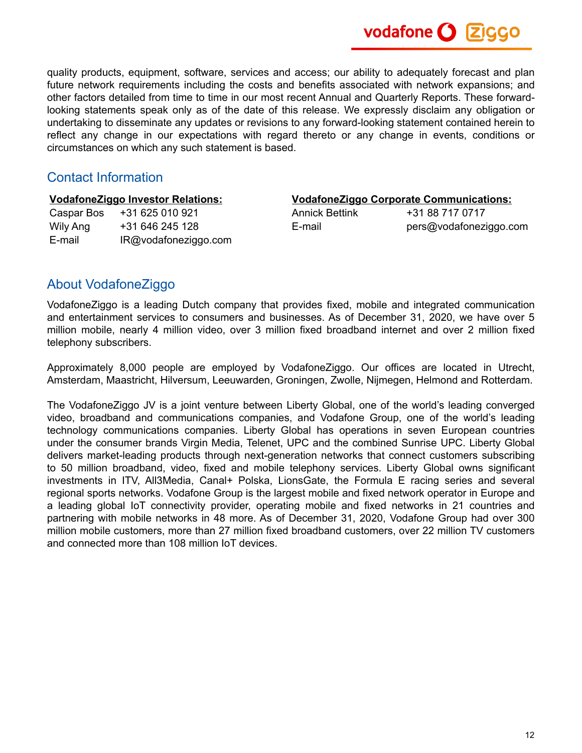quality products, equipment, software, services and access; our ability to adequately forecast and plan future network requirements including the costs and benefits associated with network expansions; and other factors detailed from time to time in our most recent Annual and Quarterly Reports. These forward-looking statements speak only as of the date of this release. We expressly disclaim any obligation or undertaking to disseminate any updates or revisions to any forward-looking statement contained herein to reflect any change in our expectations with regard thereto or any change in events, conditions or circumstances on which any such statement is based.

## Contact Information

**VodafoneZiggo Investor Relations:**

| | |
|---|---|
| Caspar Bos | +31 625 010 921 |
| Wily Ang | +31 646 245 128 |
| E-mail | IR@vodafoneziggo.com |

**VodafoneZiggo Corporate Communications:**

| | |
|---|---|
| Annick Bettink | +31 88 717 0717 |
| E-mail | pers@vodafoneziggo.com |

## About VodafoneZiggo

VodafoneZiggo is a leading Dutch company that provides fixed, mobile and integrated communication and entertainment services to consumers and businesses. As of December 31, 2020, we have over 5 million mobile, nearly 4 million video, over 3 million fixed broadband internet and over 2 million fixed telephony subscribers.

Approximately 8,000 people are employed by VodafoneZiggo. Our offices are located in Utrecht, Amsterdam, Maastricht, Hilversum, Leeuwarden, Groningen, Zwolle, Nijmegen, Helmond and Rotterdam.

The VodafoneZiggo JV is a joint venture between Liberty Global, one of the world's leading converged video, broadband and communications companies, and Vodafone Group, one of the world's leading technology communications companies. Liberty Global has operations in seven European countries under the consumer brands Virgin Media, Telenet, UPC and the combined Sunrise UPC. Liberty Global delivers market-leading products through next-generation networks that connect customers subscribing to 50 million broadband, video, fixed and mobile telephony services. Liberty Global owns significant investments in ITV, All3Media, Canal+ Polska, LionsGate, the Formula E racing series and several regional sports networks. Vodafone Group is the largest mobile and fixed network operator in Europe and a leading global IoT connectivity provider, operating mobile and fixed networks in 21 countries and partnering with mobile networks in 48 more. As of December 31, 2020, Vodafone Group had over 300 million mobile customers, more than 27 million fixed broadband customers, over 22 million TV customers and connected more than 108 million IoT devices.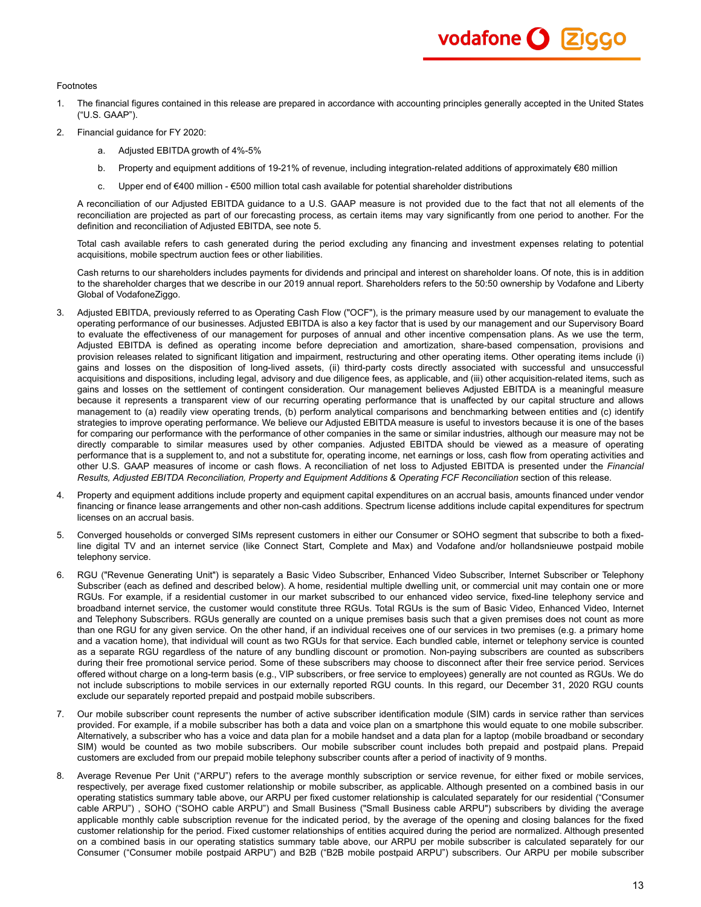Footnotes

1. The financial figures contained in this release are prepared in accordance with accounting principles generally accepted in the United States ("U.S. GAAP").

2. Financial guidance for FY 2020:

   a. Adjusted EBITDA growth of 4%-5%

   b. Property and equipment additions of 19-21% of revenue, including integration-related additions of approximately €80 million

   c. Upper end of €400 million - €500 million total cash available for potential shareholder distributions

   A reconciliation of our Adjusted EBITDA guidance to a U.S. GAAP measure is not provided due to the fact that not all elements of the reconciliation are projected as part of our forecasting process, as certain items may vary significantly from one period to another. For the definition and reconciliation of Adjusted EBITDA, see note 5.

   Total cash available refers to cash generated during the period excluding any financing and investment expenses relating to potential acquisitions, mobile spectrum auction fees or other liabilities.

   Cash returns to our shareholders includes payments for dividends and principal and interest on shareholder loans. Of note, this is in addition to the shareholder charges that we describe in our 2019 annual report. Shareholders refers to the 50:50 ownership by Vodafone and Liberty Global of VodafoneZiggo.

3. Adjusted EBITDA, previously referred to as Operating Cash Flow ("OCF"), is the primary measure used by our management to evaluate the operating performance of our businesses. Adjusted EBITDA is also a key factor that is used by our management and our Supervisory Board to evaluate the effectiveness of our management for purposes of annual and other incentive compensation plans. As we use the term, Adjusted EBITDA is defined as operating income before depreciation and amortization, share-based compensation, provisions and provision releases related to significant litigation and impairment, restructuring and other operating items. Other operating items include (i) gains and losses on the disposition of long-lived assets, (ii) third-party costs directly associated with successful and unsuccessful acquisitions and dispositions, including legal, advisory and due diligence fees, as applicable, and (iii) other acquisition-related items, such as gains and losses on the settlement of contingent consideration. Our management believes Adjusted EBITDA is a meaningful measure because it represents a transparent view of our recurring operating performance that is unaffected by our capital structure and allows management to (a) readily view operating trends, (b) perform analytical comparisons and benchmarking between entities and (c) identify strategies to improve operating performance. We believe our Adjusted EBITDA measure is useful to investors because it is one of the bases for comparing our performance with the performance of other companies in the same or similar industries, although our measure may not be directly comparable to similar measures used by other companies. Adjusted EBITDA should be viewed as a measure of operating performance that is a supplement to, and not a substitute for, operating income, net earnings or loss, cash flow from operating activities and other U.S. GAAP measures of income or cash flows. A reconciliation of net loss to Adjusted EBITDA is presented under the *Financial Results, Adjusted EBITDA Reconciliation, Property and Equipment Additions & Operating FCF Reconciliation* section of this release.

4. Property and equipment additions include property and equipment capital expenditures on an accrual basis, amounts financed under vendor financing or finance lease arrangements and other non-cash additions. Spectrum license additions include capital expenditures for spectrum licenses on an accrual basis.

5. Converged households or converged SIMs represent customers in either our Consumer or SOHO segment that subscribe to both a fixed-line digital TV and an internet service (like Connect Start, Complete and Max) and Vodafone and/or hollandsnieuwe postpaid mobile telephony service.

6. RGU ("Revenue Generating Unit") is separately a Basic Video Subscriber, Enhanced Video Subscriber, Internet Subscriber or Telephony Subscriber (each as defined and described below). A home, residential multiple dwelling unit, or commercial unit may contain one or more RGUs. For example, if a residential customer in our market subscribed to our enhanced video service, fixed-line telephony service and broadband internet service, the customer would constitute three RGUs. Total RGUs is the sum of Basic Video, Enhanced Video, Internet and Telephony Subscribers. RGUs generally are counted on a unique premises basis such that a given premises does not count as more than one RGU for any given service. On the other hand, if an individual receives one of our services in two premises (e.g. a primary home and a vacation home), that individual will count as two RGUs for that service. Each bundled cable, internet or telephony service is counted as a separate RGU regardless of the nature of any bundling discount or promotion. Non-paying subscribers are counted as subscribers during their free promotional service period. Some of these subscribers may choose to disconnect after their free service period. Services offered without charge on a long-term basis (e.g., VIP subscribers, or free service to employees) generally are not counted as RGUs. We do not include subscriptions to mobile services in our externally reported RGU counts. In this regard, our December 31, 2020 RGU counts exclude our separately reported prepaid and postpaid mobile subscribers.

7. Our mobile subscriber count represents the number of active subscriber identification module (SIM) cards in service rather than services provided. For example, if a mobile subscriber has both a data and voice plan on a smartphone this would equate to one mobile subscriber. Alternatively, a subscriber who has a voice and data plan for a mobile handset and a data plan for a laptop (mobile broadband or secondary SIM) would be counted as two mobile subscribers. Our mobile subscriber count includes both prepaid and postpaid plans. Prepaid customers are excluded from our prepaid mobile telephony subscriber counts after a period of inactivity of 9 months.

8. Average Revenue Per Unit ("ARPU") refers to the average monthly subscription or service revenue, for either fixed or mobile services, respectively, per average fixed customer relationship or mobile subscriber, as applicable. Although presented on a combined basis in our operating statistics summary table above, our ARPU per fixed customer relationship is calculated separately for our residential ("Consumer cable ARPU") , SOHO ("SOHO cable ARPU") and Small Business ("Small Business cable ARPU") subscribers by dividing the average applicable monthly cable subscription revenue for the indicated period, by the average of the opening and closing balances for the fixed customer relationship for the period. Fixed customer relationships of entities acquired during the period are normalized. Although presented on a combined basis in our operating statistics summary table above, our ARPU per mobile subscriber is calculated separately for our Consumer ("Consumer mobile postpaid ARPU") and B2B ("B2B mobile postpaid ARPU") subscribers. Our ARPU per mobile subscriber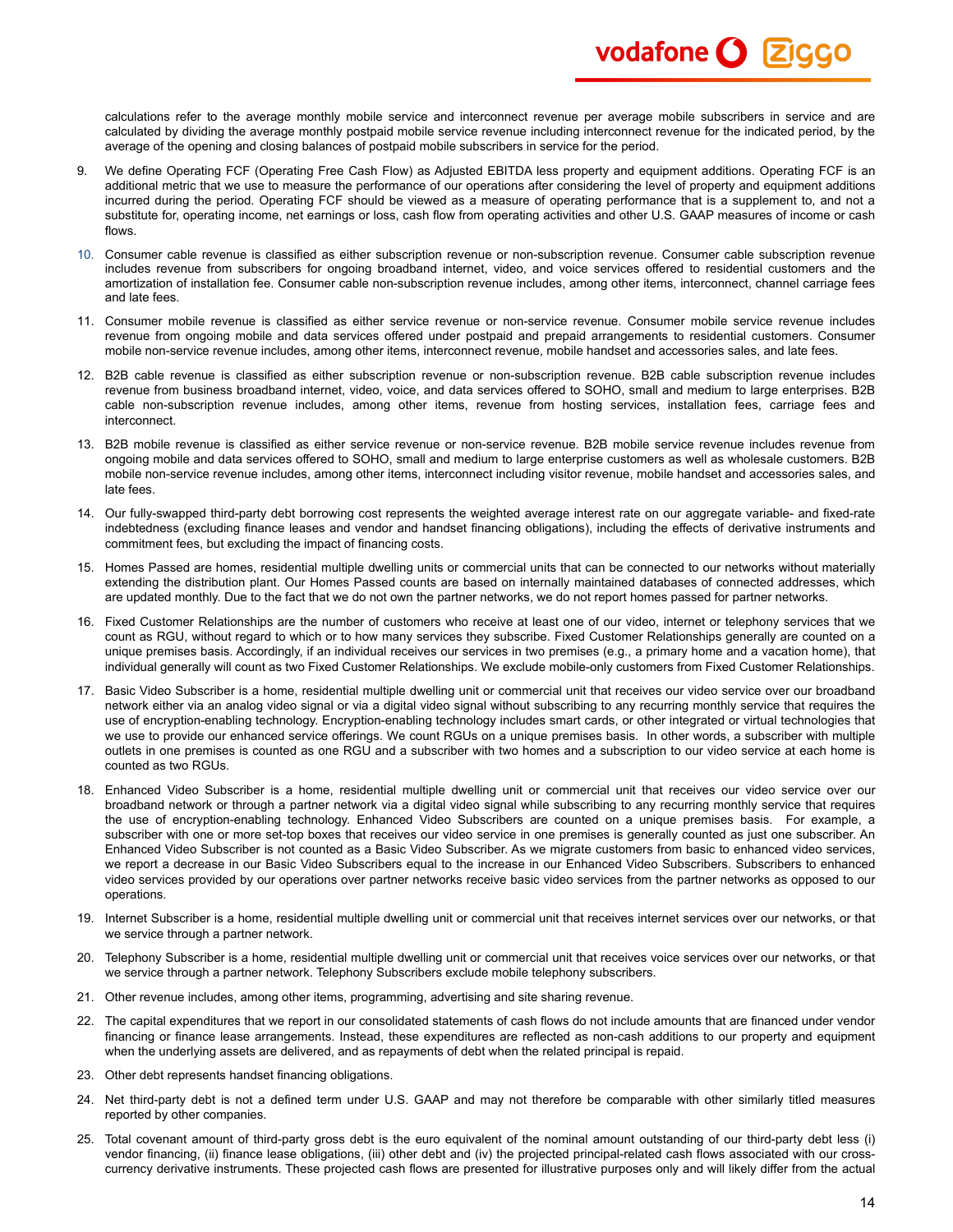calculations refer to the average monthly mobile service and interconnect revenue per average mobile subscribers in service and are calculated by dividing the average monthly postpaid mobile service revenue including interconnect revenue for the indicated period, by the average of the opening and closing balances of postpaid mobile subscribers in service for the period.

9. We define Operating FCF (Operating Free Cash Flow) as Adjusted EBITDA less property and equipment additions. Operating FCF is an additional metric that we use to measure the performance of our operations after considering the level of property and equipment additions incurred during the period. Operating FCF should be viewed as a measure of operating performance that is a supplement to, and not a substitute for, operating income, net earnings or loss, cash flow from operating activities and other U.S. GAAP measures of income or cash flows.

10. Consumer cable revenue is classified as either subscription revenue or non-subscription revenue. Consumer cable subscription revenue includes revenue from subscribers for ongoing broadband internet, video, and voice services offered to residential customers and the amortization of installation fee. Consumer cable non-subscription revenue includes, among other items, interconnect, channel carriage fees and late fees.

11. Consumer mobile revenue is classified as either service revenue or non-service revenue. Consumer mobile service revenue includes revenue from ongoing mobile and data services offered under postpaid and prepaid arrangements to residential customers. Consumer mobile non-service revenue includes, among other items, interconnect revenue, mobile handset and accessories sales, and late fees.

12. B2B cable revenue is classified as either subscription revenue or non-subscription revenue. B2B cable subscription revenue includes revenue from business broadband internet, video, voice, and data services offered to SOHO, small and medium to large enterprises. B2B cable non-subscription revenue includes, among other items, revenue from hosting services, installation fees, carriage fees and interconnect.

13. B2B mobile revenue is classified as either service revenue or non-service revenue. B2B mobile service revenue includes revenue from ongoing mobile and data services offered to SOHO, small and medium to large enterprise customers as well as wholesale customers. B2B mobile non-service revenue includes, among other items, interconnect including visitor revenue, mobile handset and accessories sales, and late fees.

14. Our fully-swapped third-party debt borrowing cost represents the weighted average interest rate on our aggregate variable- and fixed-rate indebtedness (excluding finance leases and vendor and handset financing obligations), including the effects of derivative instruments and commitment fees, but excluding the impact of financing costs.

15. Homes Passed are homes, residential multiple dwelling units or commercial units that can be connected to our networks without materially extending the distribution plant. Our Homes Passed counts are based on internally maintained databases of connected addresses, which are updated monthly. Due to the fact that we do not own the partner networks, we do not report homes passed for partner networks.

16. Fixed Customer Relationships are the number of customers who receive at least one of our video, internet or telephony services that we count as RGU, without regard to which or to how many services they subscribe. Fixed Customer Relationships generally are counted on a unique premises basis. Accordingly, if an individual receives our services in two premises (e.g., a primary home and a vacation home), that individual generally will count as two Fixed Customer Relationships. We exclude mobile-only customers from Fixed Customer Relationships.

17. Basic Video Subscriber is a home, residential multiple dwelling unit or commercial unit that receives our video service over our broadband network either via an analog video signal or via a digital video signal without subscribing to any recurring monthly service that requires the use of encryption-enabling technology. Encryption-enabling technology includes smart cards, or other integrated or virtual technologies that we use to provide our enhanced service offerings. We count RGUs on a unique premises basis. In other words, a subscriber with multiple outlets in one premises is counted as one RGU and a subscriber with two homes and a subscription to our video service at each home is counted as two RGUs.

18. Enhanced Video Subscriber is a home, residential multiple dwelling unit or commercial unit that receives our video service over our broadband network or through a partner network via a digital video signal while subscribing to any recurring monthly service that requires the use of encryption-enabling technology. Enhanced Video Subscribers are counted on a unique premises basis. For example, a subscriber with one or more set-top boxes that receives our video service in one premises is generally counted as just one subscriber. An Enhanced Video Subscriber is not counted as a Basic Video Subscriber. As we migrate customers from basic to enhanced video services, we report a decrease in our Basic Video Subscribers equal to the increase in our Enhanced Video Subscribers. Subscribers to enhanced video services provided by our operations over partner networks receive basic video services from the partner networks as opposed to our operations.

19. Internet Subscriber is a home, residential multiple dwelling unit or commercial unit that receives internet services over our networks, or that we service through a partner network.

20. Telephony Subscriber is a home, residential multiple dwelling unit or commercial unit that receives voice services over our networks, or that we service through a partner network. Telephony Subscribers exclude mobile telephony subscribers.

21. Other revenue includes, among other items, programming, advertising and site sharing revenue.

22. The capital expenditures that we report in our consolidated statements of cash flows do not include amounts that are financed under vendor financing or finance lease arrangements. Instead, these expenditures are reflected as non-cash additions to our property and equipment when the underlying assets are delivered, and as repayments of debt when the related principal is repaid.

23. Other debt represents handset financing obligations.

24. Net third-party debt is not a defined term under U.S. GAAP and may not therefore be comparable with other similarly titled measures reported by other companies.

25. Total covenant amount of third-party gross debt is the euro equivalent of the nominal amount outstanding of our third-party debt less (i) vendor financing, (ii) finance lease obligations, (iii) other debt and (iv) the projected principal-related cash flows associated with our cross-currency derivative instruments. These projected cash flows are presented for illustrative purposes only and will likely differ from the actual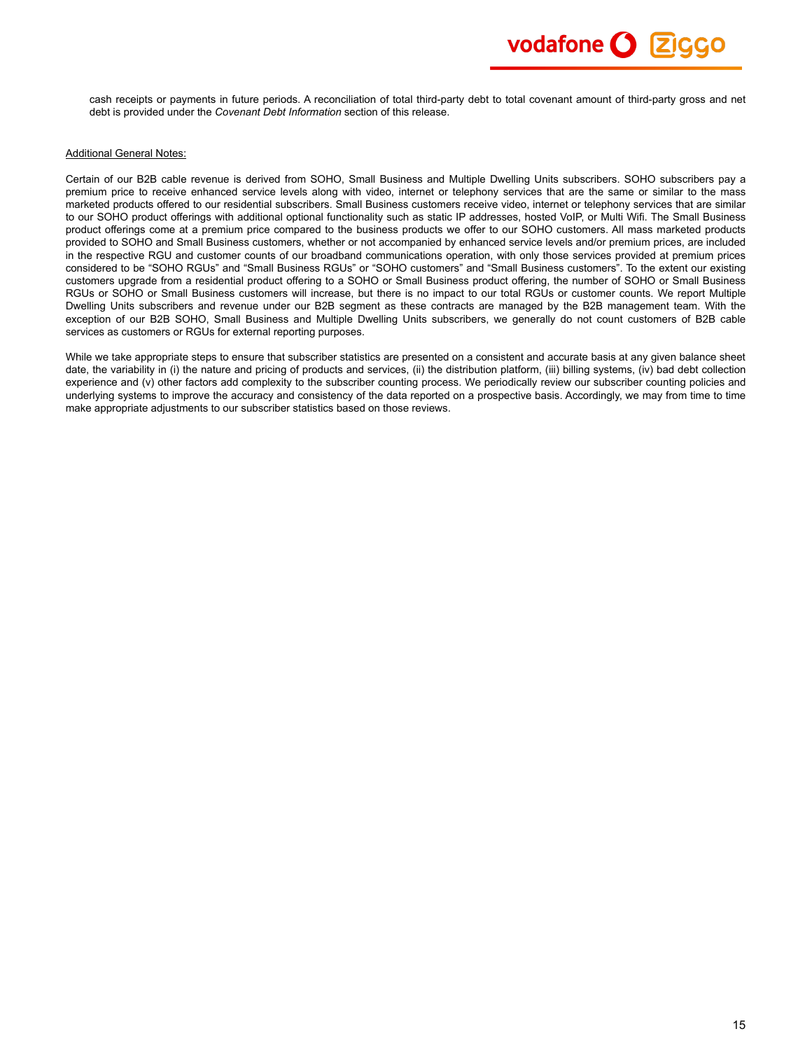cash receipts or payments in future periods. A reconciliation of total third-party debt to total covenant amount of third-party gross and net debt is provided under the *Covenant Debt Information* section of this release.

Additional General Notes:

Certain of our B2B cable revenue is derived from SOHO, Small Business and Multiple Dwelling Units subscribers. SOHO subscribers pay a premium price to receive enhanced service levels along with video, internet or telephony services that are the same or similar to the mass marketed products offered to our residential subscribers. Small Business customers receive video, internet or telephony services that are similar to our SOHO product offerings with additional optional functionality such as static IP addresses, hosted VoIP, or Multi Wifi. The Small Business product offerings come at a premium price compared to the business products we offer to our SOHO customers. All mass marketed products provided to SOHO and Small Business customers, whether or not accompanied by enhanced service levels and/or premium prices, are included in the respective RGU and customer counts of our broadband communications operation, with only those services provided at premium prices considered to be "SOHO RGUs" and "Small Business RGUs" or "SOHO customers" and "Small Business customers". To the extent our existing customers upgrade from a residential product offering to a SOHO or Small Business product offering, the number of SOHO or Small Business RGUs or SOHO or Small Business customers will increase, but there is no impact to our total RGUs or customer counts. We report Multiple Dwelling Units subscribers and revenue under our B2B segment as these contracts are managed by the B2B management team. With the exception of our B2B SOHO, Small Business and Multiple Dwelling Units subscribers, we generally do not count customers of B2B cable services as customers or RGUs for external reporting purposes.

While we take appropriate steps to ensure that subscriber statistics are presented on a consistent and accurate basis at any given balance sheet date, the variability in (i) the nature and pricing of products and services, (ii) the distribution platform, (iii) billing systems, (iv) bad debt collection experience and (v) other factors add complexity to the subscriber counting process. We periodically review our subscriber counting policies and underlying systems to improve the accuracy and consistency of the data reported on a prospective basis. Accordingly, we may from time to time make appropriate adjustments to our subscriber statistics based on those reviews.